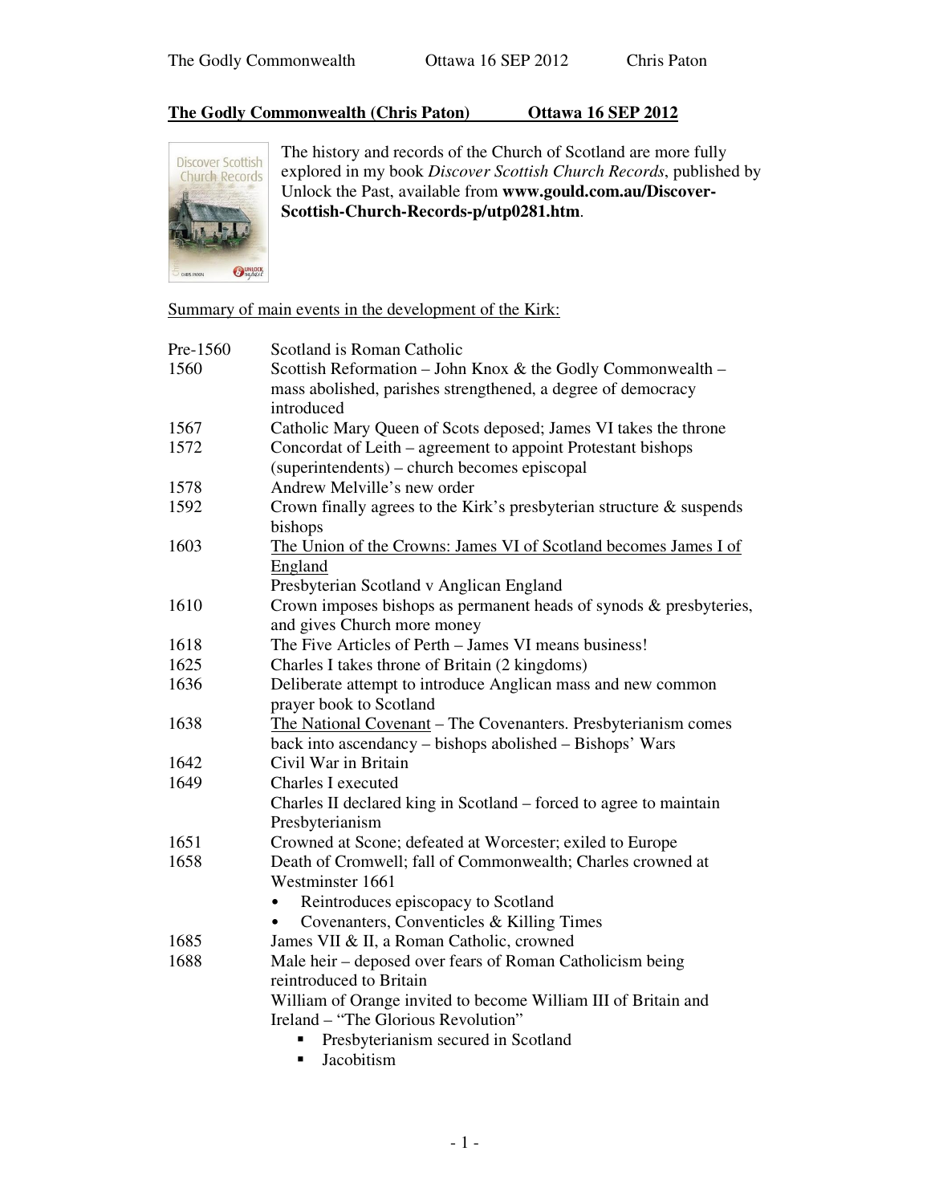**The Godly Commonwealth (Chris Paton) Ottawa 16 SEP 2012**

The history and records of the Church of Scotland are more fully explored in my book *Discover Scottish Church Records*, published by Unlock the Past, available from **www.gould.com.au/Discover-Scottish-Church-Records-p/utp0281.htm**.

Summary of main events in the development of the Kirk:

| | |
|---|---|
| Pre-1560 | Scotland is Roman Catholic |
| 1560 | Scottish Reformation – John Knox & the Godly Commonwealth – mass abolished, parishes strengthened, a degree of democracy introduced |
| 1567 | Catholic Mary Queen of Scots deposed; James VI takes the throne |
| 1572 | Concordat of Leith – agreement to appoint Protestant bishops (superintendents) – church becomes episcopal |
| 1578 | Andrew Melville's new order |
| 1592 | Crown finally agrees to the Kirk's presbyterian structure & suspends bishops |
| 1603 | The Union of the Crowns: James VI of Scotland becomes James I of England<br>Presbyterian Scotland v Anglican England |
| 1610 | Crown imposes bishops as permanent heads of synods & presbyteries, and gives Church more money |
| 1618 | The Five Articles of Perth – James VI means business! |
| 1625 | Charles I takes throne of Britain (2 kingdoms) |
| 1636 | Deliberate attempt to introduce Anglican mass and new common prayer book to Scotland |
| 1638 | The National Covenant – The Covenanters. Presbyterianism comes back into ascendancy – bishops abolished – Bishops' Wars |
| 1642 | Civil War in Britain |
| 1649 | Charles I executed<br>Charles II declared king in Scotland – forced to agree to maintain Presbyterianism |
| 1651 | Crowned at Scone; defeated at Worcester; exiled to Europe |
| 1658 | Death of Cromwell; fall of Commonwealth; Charles crowned at Westminster 1661<br>• Reintroduces episcopacy to Scotland<br>• Covenanters, Conventicles & Killing Times |
| 1685 | James VII & II, a Roman Catholic, crowned |
| 1688 | Male heir – deposed over fears of Roman Catholicism being reintroduced to Britain<br>William of Orange invited to become William III of Britain and Ireland – "The Glorious Revolution"<br>▪ Presbyterianism secured in Scotland<br>▪ Jacobitism |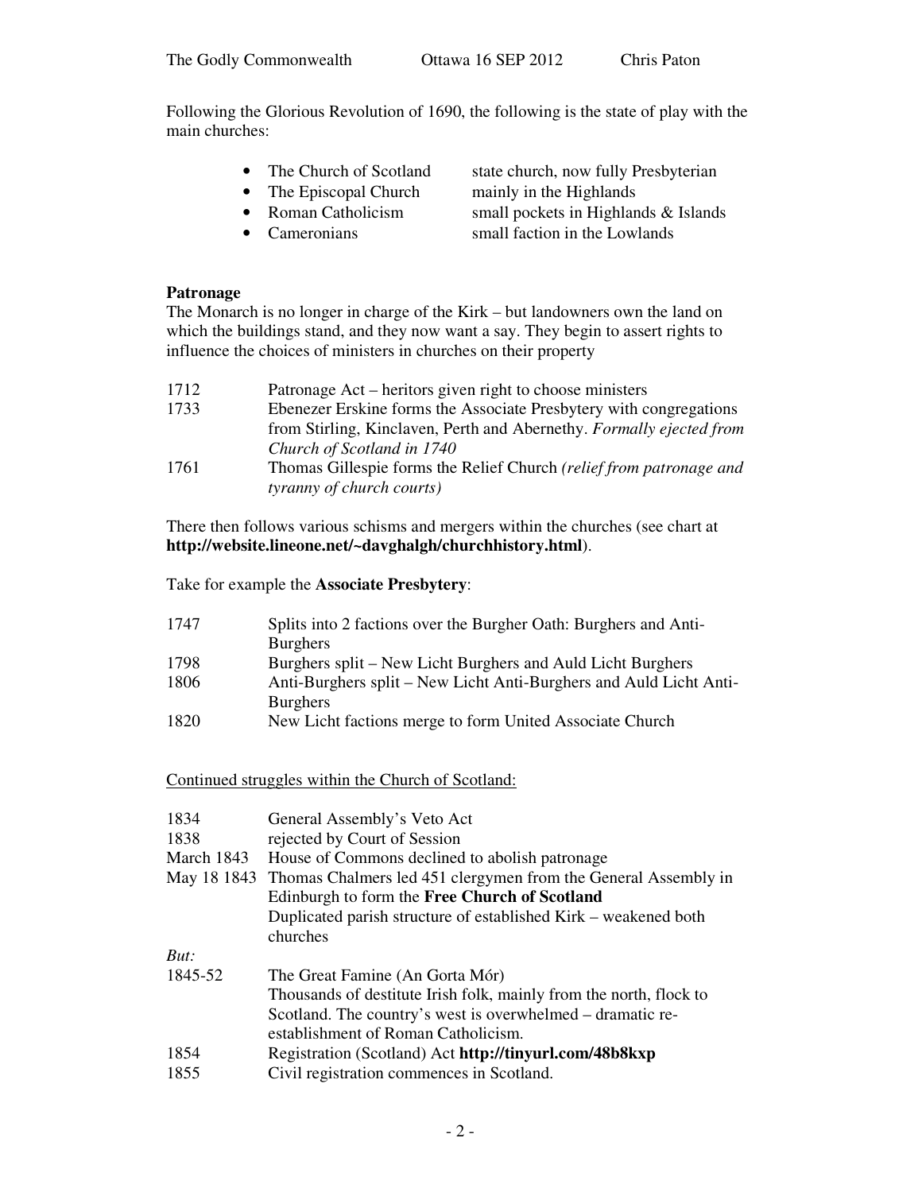Following the Glorious Revolution of 1690, the following is the state of play with the main churches:

- The Church of Scotland — state church, now fully Presbyterian
- The Episcopal Church — mainly in the Highlands
- Roman Catholicism — small pockets in Highlands & Islands
- Cameronians — small faction in the Lowlands

**Patronage**

The Monarch is no longer in charge of the Kirk – but landowners own the land on which the buildings stand, and they now want a say. They begin to assert rights to influence the choices of ministers in churches on their property

| | |
|---|---|
| 1712 | Patronage Act – heritors given right to choose ministers |
| 1733 | Ebenezer Erskine forms the Associate Presbytery with congregations from Stirling, Kinclaven, Perth and Abernethy. *Formally ejected from Church of Scotland in 1740* |
| 1761 | Thomas Gillespie forms the Relief Church *(relief from patronage and tyranny of church courts)* |

There then follows various schisms and mergers within the churches (see chart at **http://website.lineone.net/~davghalgh/churchhistory.html**).

Take for example the **Associate Presbytery**:

| | |
|---|---|
| 1747 | Splits into 2 factions over the Burgher Oath: Burghers and Anti-Burghers |
| 1798 | Burghers split – New Licht Burghers and Auld Licht Burghers |
| 1806 | Anti-Burghers split – New Licht Anti-Burghers and Auld Licht Anti-Burghers |
| 1820 | New Licht factions merge to form United Associate Church |

<u>Continued struggles within the Church of Scotland:</u>

| | |
|---|---|
| 1834 | General Assembly's Veto Act |
| 1838 | rejected by Court of Session |
| March 1843 | House of Commons declined to abolish patronage |
| May 18 1843 | Thomas Chalmers led 451 clergymen from the General Assembly in Edinburgh to form the **Free Church of Scotland**<br>Duplicated parish structure of established Kirk – weakened both churches |
| *But:* | |
| 1845-52 | The Great Famine (An Gorta Mór)<br>Thousands of destitute Irish folk, mainly from the north, flock to Scotland. The country's west is overwhelmed – dramatic re-establishment of Roman Catholicism. |
| 1854 | Registration (Scotland) Act **http://tinyurl.com/48b8kxp** |
| 1855 | Civil registration commences in Scotland. |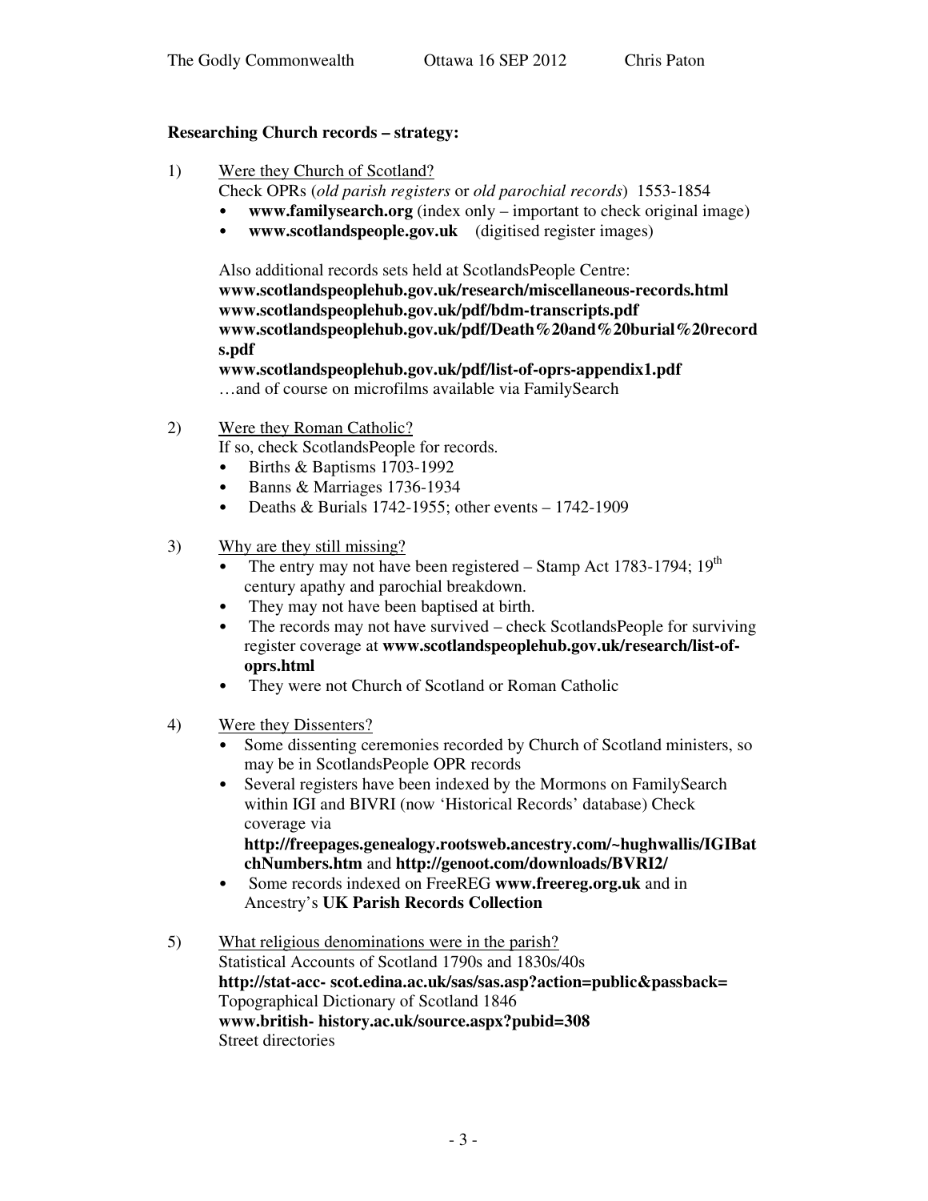**Researching Church records – strategy:**

1) <u>Were they Church of Scotland?</u>
   Check OPRs (*old parish registers* or *old parochial records*) 1553-1854
   - **www.familysearch.org** (index only – important to check original image)
   - **www.scotlandspeople.gov.uk** (digitised register images)

   Also additional records sets held at ScotlandsPeople Centre:
   **www.scotlandspeoplehub.gov.uk/research/miscellaneous-records.html**
   **www.scotlandspeoplehub.gov.uk/pdf/bdm-transcripts.pdf**
   **www.scotlandspeoplehub.gov.uk/pdf/Death%20and%20burial%20records.pdf**
   **www.scotlandspeoplehub.gov.uk/pdf/list-of-oprs-appendix1.pdf**
   …and of course on microfilms available via FamilySearch

2) <u>Were they Roman Catholic?</u>
   If so, check ScotlandsPeople for records.
   - Births & Baptisms 1703-1992
   - Banns & Marriages 1736-1934
   - Deaths & Burials 1742-1955; other events – 1742-1909

3) <u>Why are they still missing?</u>
   - The entry may not have been registered – Stamp Act 1783-1794; 19th century apathy and parochial breakdown.
   - They may not have been baptised at birth.
   - The records may not have survived – check ScotlandsPeople for surviving register coverage at **www.scotlandspeoplehub.gov.uk/research/list-of-oprs.html**
   - They were not Church of Scotland or Roman Catholic

4) <u>Were they Dissenters?</u>
   - Some dissenting ceremonies recorded by Church of Scotland ministers, so may be in ScotlandsPeople OPR records
   - Several registers have been indexed by the Mormons on FamilySearch within IGI and BIVRI (now 'Historical Records' database) Check coverage via **http://freepages.genealogy.rootsweb.ancestry.com/~hughwallis/IGIBatchNumbers.htm** and **http://genoot.com/downloads/BVRI2/**
   - Some records indexed on FreeREG **www.freereg.org.uk** and in Ancestry's **UK Parish Records Collection**

5) <u>What religious denominations were in the parish?</u>
   Statistical Accounts of Scotland 1790s and 1830s/40s
   **http://stat-acc- scot.edina.ac.uk/sas/sas.asp?action=public&passback=**
   Topographical Dictionary of Scotland 1846
   **www.british- history.ac.uk/source.aspx?pubid=308**
   Street directories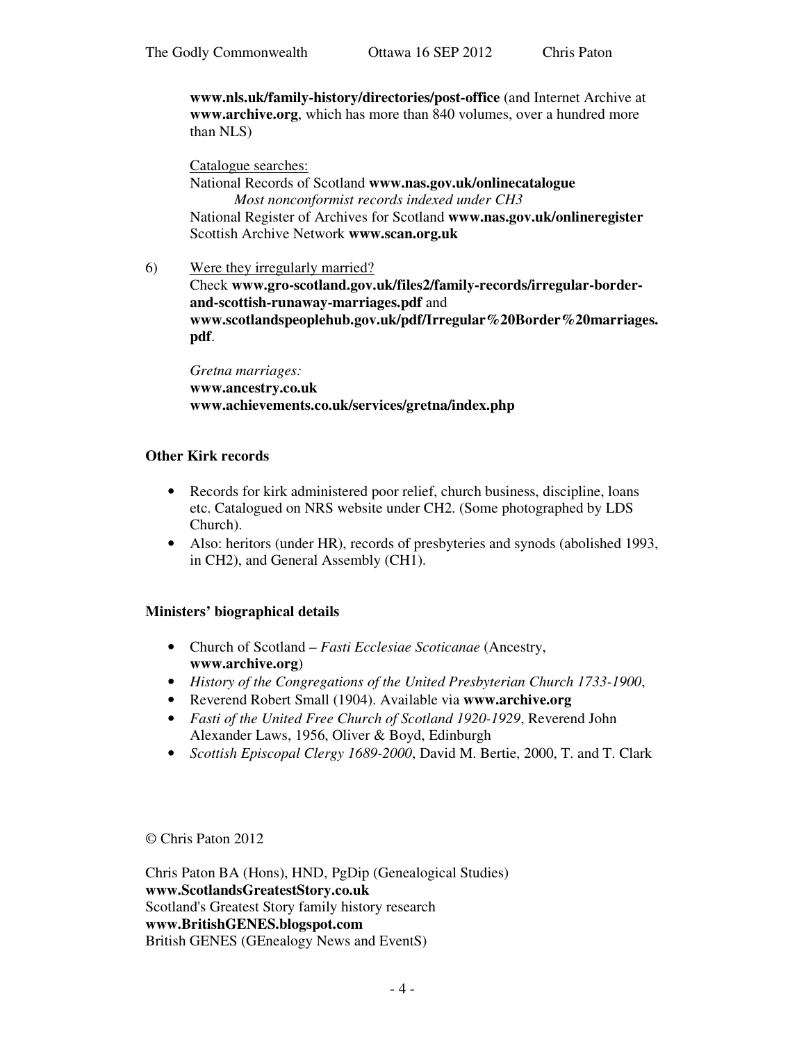**www.nls.uk/family-history/directories/post-office** (and Internet Archive at **www.archive.org**, which has more than 840 volumes, over a hundred more than NLS)

Catalogue searches:
National Records of Scotland **www.nas.gov.uk/onlinecatalogue**
*Most nonconformist records indexed under CH3*
National Register of Archives for Scotland **www.nas.gov.uk/onlineregister**
Scottish Archive Network **www.scan.org.uk**

6) Were they irregularly married?
Check **www.gro-scotland.gov.uk/files2/family-records/irregular-border-and-scottish-runaway-marriages.pdf** and **www.scotlandspeoplehub.gov.uk/pdf/Irregular%20Border%20marriages.pdf**.

*Gretna marriages:*
**www.ancestry.co.uk**
**www.achievements.co.uk/services/gretna/index.php**

**Other Kirk records**

- Records for kirk administered poor relief, church business, discipline, loans etc. Catalogued on NRS website under CH2. (Some photographed by LDS Church).
- Also: heritors (under HR), records of presbyteries and synods (abolished 1993, in CH2), and General Assembly (CH1).

**Ministers' biographical details**

- Church of Scotland – *Fasti Ecclesiae Scoticanae* (Ancestry, **www.archive.org**)
- *History of the Congregations of the United Presbyterian Church 1733-1900*,
- Reverend Robert Small (1904). Available via **www.archive.org**
- *Fasti of the United Free Church of Scotland 1920-1929*, Reverend John Alexander Laws, 1956, Oliver & Boyd, Edinburgh
- *Scottish Episcopal Clergy 1689-2000*, David M. Bertie, 2000, T. and T. Clark

© Chris Paton 2012

Chris Paton BA (Hons), HND, PgDip (Genealogical Studies)
**www.ScotlandsGreatestStory.co.uk**
Scotland's Greatest Story family history research
**www.BritishGENES.blogspot.com**
British GENES (GEnealogy News and EventS)